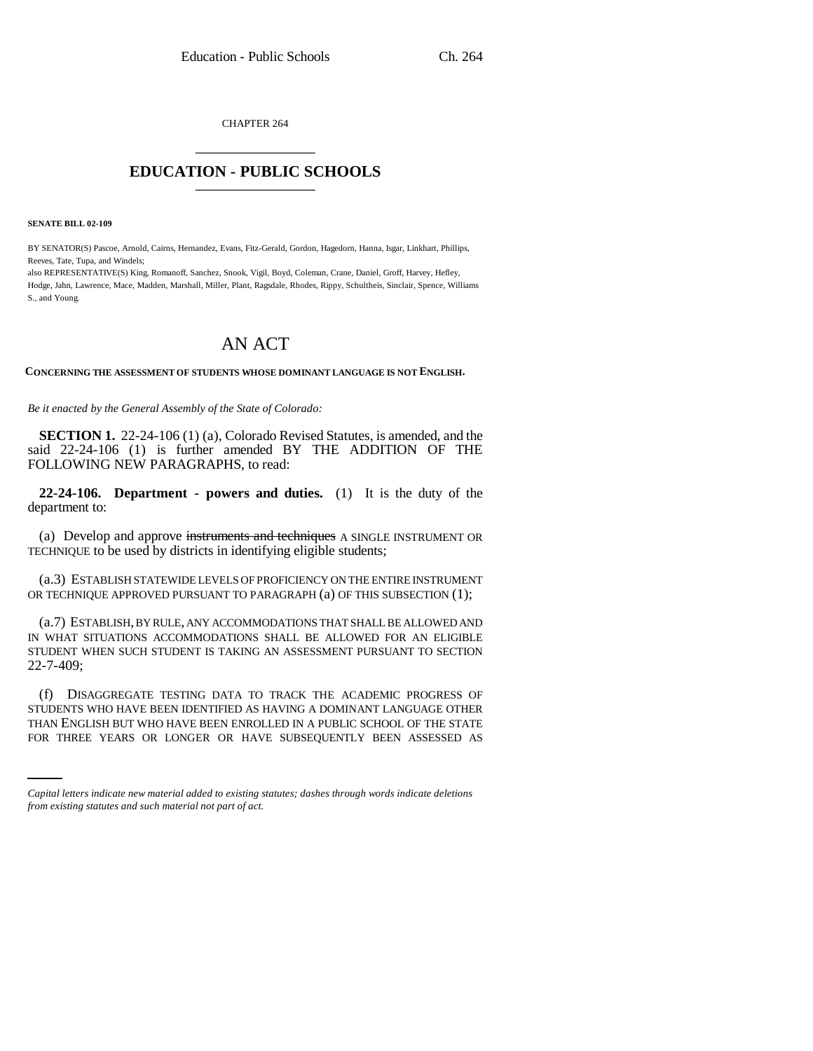CHAPTER 264

# EDUCATION - PUBLIC SCHOOLS

**SENATE BILL 02-109**

BY SENATOR(S) Pascoe, Arnold, Cairns, Hernandez, Evans, Fitz-Gerald, Gordon, Hagedorn, Hanna, Isgar, Linkhart, Phillips, Reeves, Tate, Tupa, and Windels;
also REPRESENTATIVE(S) King, Romanoff, Sanchez, Snook, Vigil, Boyd, Coleman, Crane, Daniel, Groff, Harvey, Hefley, Hodge, Jahn, Lawrence, Mace, Madden, Marshall, Miller, Plant, Ragsdale, Rhodes, Rippy, Schultheis, Sinclair, Spence, Williams S., and Young.

# AN ACT

**CONCERNING THE ASSESSMENT OF STUDENTS WHOSE DOMINANT LANGUAGE IS NOT ENGLISH.**

*Be it enacted by the General Assembly of the State of Colorado:*

**SECTION 1.** 22-24-106 (1) (a), Colorado Revised Statutes, is amended, and the said 22-24-106 (1) is further amended BY THE ADDITION OF THE FOLLOWING NEW PARAGRAPHS, to read:

**22-24-106. Department - powers and duties.** (1) It is the duty of the department to:

(a) Develop and approve ~~instruments and techniques~~ A SINGLE INSTRUMENT OR TECHNIQUE to be used by districts in identifying eligible students;

(a.3) ESTABLISH STATEWIDE LEVELS OF PROFICIENCY ON THE ENTIRE INSTRUMENT OR TECHNIQUE APPROVED PURSUANT TO PARAGRAPH (a) OF THIS SUBSECTION (1);

(a.7) ESTABLISH, BY RULE, ANY ACCOMMODATIONS THAT SHALL BE ALLOWED AND IN WHAT SITUATIONS ACCOMMODATIONS SHALL BE ALLOWED FOR AN ELIGIBLE STUDENT WHEN SUCH STUDENT IS TAKING AN ASSESSMENT PURSUANT TO SECTION 22-7-409;

(f) DISAGGREGATE TESTING DATA TO TRACK THE ACADEMIC PROGRESS OF STUDENTS WHO HAVE BEEN IDENTIFIED AS HAVING A DOMINANT LANGUAGE OTHER THAN ENGLISH BUT WHO HAVE BEEN ENROLLED IN A PUBLIC SCHOOL OF THE STATE FOR THREE YEARS OR LONGER OR HAVE SUBSEQUENTLY BEEN ASSESSED AS

*Capital letters indicate new material added to existing statutes; dashes through words indicate deletions from existing statutes and such material not part of act.*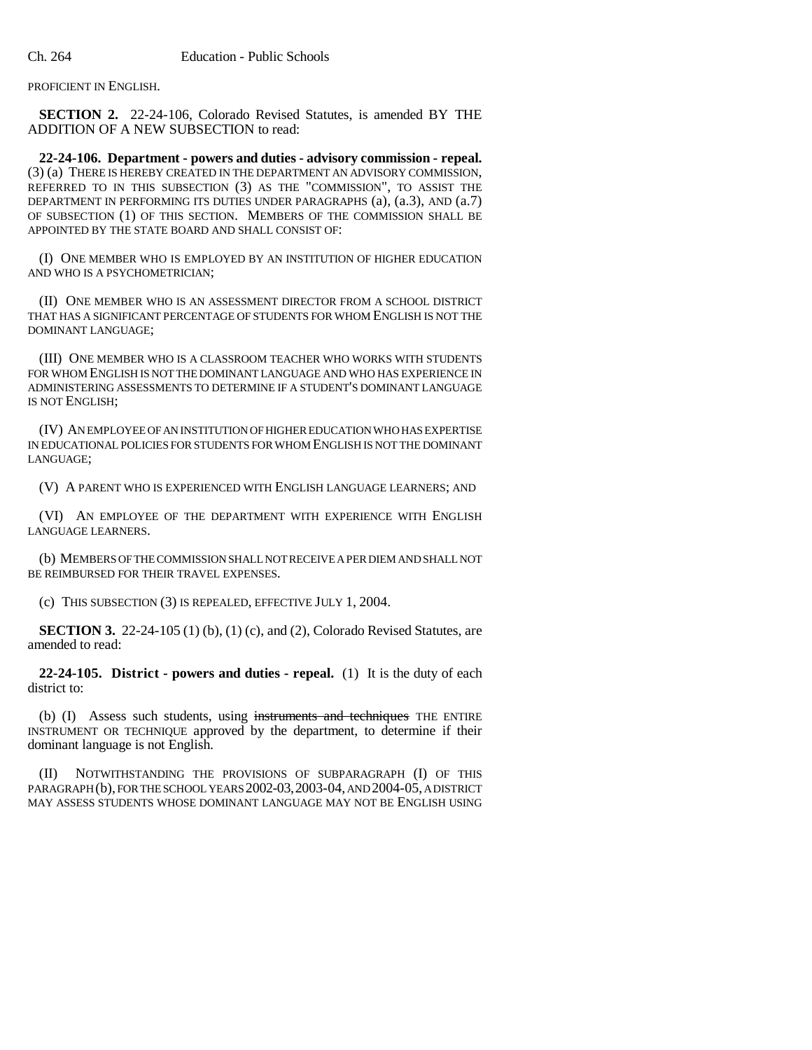PROFICIENT IN ENGLISH.

**SECTION 2.** 22-24-106, Colorado Revised Statutes, is amended BY THE ADDITION OF A NEW SUBSECTION to read:

**22-24-106. Department - powers and duties - advisory commission - repeal.** (3) (a) THERE IS HEREBY CREATED IN THE DEPARTMENT AN ADVISORY COMMISSION, REFERRED TO IN THIS SUBSECTION (3) AS THE "COMMISSION", TO ASSIST THE DEPARTMENT IN PERFORMING ITS DUTIES UNDER PARAGRAPHS (a), (a.3), AND (a.7) OF SUBSECTION (1) OF THIS SECTION. MEMBERS OF THE COMMISSION SHALL BE APPOINTED BY THE STATE BOARD AND SHALL CONSIST OF:

(I) ONE MEMBER WHO IS EMPLOYED BY AN INSTITUTION OF HIGHER EDUCATION AND WHO IS A PSYCHOMETRICIAN;

(II) ONE MEMBER WHO IS AN ASSESSMENT DIRECTOR FROM A SCHOOL DISTRICT THAT HAS A SIGNIFICANT PERCENTAGE OF STUDENTS FOR WHOM ENGLISH IS NOT THE DOMINANT LANGUAGE;

(III) ONE MEMBER WHO IS A CLASSROOM TEACHER WHO WORKS WITH STUDENTS FOR WHOM ENGLISH IS NOT THE DOMINANT LANGUAGE AND WHO HAS EXPERIENCE IN ADMINISTERING ASSESSMENTS TO DETERMINE IF A STUDENT'S DOMINANT LANGUAGE IS NOT ENGLISH;

(IV) AN EMPLOYEE OF AN INSTITUTION OF HIGHER EDUCATION WHO HAS EXPERTISE IN EDUCATIONAL POLICIES FOR STUDENTS FOR WHOM ENGLISH IS NOT THE DOMINANT LANGUAGE;

(V) A PARENT WHO IS EXPERIENCED WITH ENGLISH LANGUAGE LEARNERS; AND

(VI) AN EMPLOYEE OF THE DEPARTMENT WITH EXPERIENCE WITH ENGLISH LANGUAGE LEARNERS.

(b) MEMBERS OF THE COMMISSION SHALL NOT RECEIVE A PER DIEM AND SHALL NOT BE REIMBURSED FOR THEIR TRAVEL EXPENSES.

(c) THIS SUBSECTION (3) IS REPEALED, EFFECTIVE JULY 1, 2004.

**SECTION 3.** 22-24-105 (1) (b), (1) (c), and (2), Colorado Revised Statutes, are amended to read:

**22-24-105. District - powers and duties - repeal.** (1) It is the duty of each district to:

(b) (I) Assess such students, using ~~instruments and techniques~~ THE ENTIRE INSTRUMENT OR TECHNIQUE approved by the department, to determine if their dominant language is not English.

(II) NOTWITHSTANDING THE PROVISIONS OF SUBPARAGRAPH (I) OF THIS PARAGRAPH (b), FOR THE SCHOOL YEARS 2002-03, 2003-04, AND 2004-05, A DISTRICT MAY ASSESS STUDENTS WHOSE DOMINANT LANGUAGE MAY NOT BE ENGLISH USING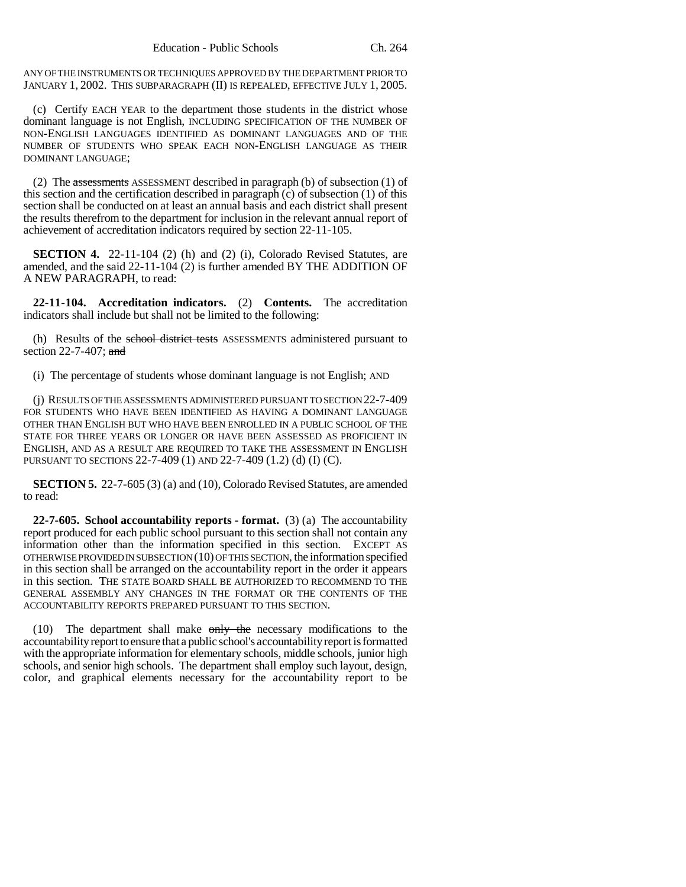ANY OF THE INSTRUMENTS OR TECHNIQUES APPROVED BY THE DEPARTMENT PRIOR TO JANUARY 1, 2002. THIS SUBPARAGRAPH (II) IS REPEALED, EFFECTIVE JULY 1, 2005.

(c) Certify EACH YEAR to the department those students in the district whose dominant language is not English, INCLUDING SPECIFICATION OF THE NUMBER OF NON-ENGLISH LANGUAGES IDENTIFIED AS DOMINANT LANGUAGES AND OF THE NUMBER OF STUDENTS WHO SPEAK EACH NON-ENGLISH LANGUAGE AS THEIR DOMINANT LANGUAGE;

(2) The ~~assessments~~ ASSESSMENT described in paragraph (b) of subsection (1) of this section and the certification described in paragraph (c) of subsection (1) of this section shall be conducted on at least an annual basis and each district shall present the results therefrom to the department for inclusion in the relevant annual report of achievement of accreditation indicators required by section 22-11-105.

**SECTION 4.** 22-11-104 (2) (h) and (2) (i), Colorado Revised Statutes, are amended, and the said 22-11-104 (2) is further amended BY THE ADDITION OF A NEW PARAGRAPH, to read:

**22-11-104. Accreditation indicators.** (2) **Contents.** The accreditation indicators shall include but shall not be limited to the following:

(h) Results of the ~~school district tests~~ ASSESSMENTS administered pursuant to section 22-7-407; ~~and~~

(i) The percentage of students whose dominant language is not English; AND

(j) RESULTS OF THE ASSESSMENTS ADMINISTERED PURSUANT TO SECTION 22-7-409 FOR STUDENTS WHO HAVE BEEN IDENTIFIED AS HAVING A DOMINANT LANGUAGE OTHER THAN ENGLISH BUT WHO HAVE BEEN ENROLLED IN A PUBLIC SCHOOL OF THE STATE FOR THREE YEARS OR LONGER OR HAVE BEEN ASSESSED AS PROFICIENT IN ENGLISH, AND AS A RESULT ARE REQUIRED TO TAKE THE ASSESSMENT IN ENGLISH PURSUANT TO SECTIONS 22-7-409 (1) AND 22-7-409 (1.2) (d) (I) (C).

**SECTION 5.** 22-7-605 (3) (a) and (10), Colorado Revised Statutes, are amended to read:

**22-7-605. School accountability reports - format.** (3) (a) The accountability report produced for each public school pursuant to this section shall not contain any information other than the information specified in this section. EXCEPT AS OTHERWISE PROVIDED IN SUBSECTION (10) OF THIS SECTION, the information specified in this section shall be arranged on the accountability report in the order it appears in this section. THE STATE BOARD SHALL BE AUTHORIZED TO RECOMMEND TO THE GENERAL ASSEMBLY ANY CHANGES IN THE FORMAT OR THE CONTENTS OF THE ACCOUNTABILITY REPORTS PREPARED PURSUANT TO THIS SECTION.

(10) The department shall make ~~only the~~ necessary modifications to the accountability report to ensure that a public school's accountability report is formatted with the appropriate information for elementary schools, middle schools, junior high schools, and senior high schools. The department shall employ such layout, design, color, and graphical elements necessary for the accountability report to be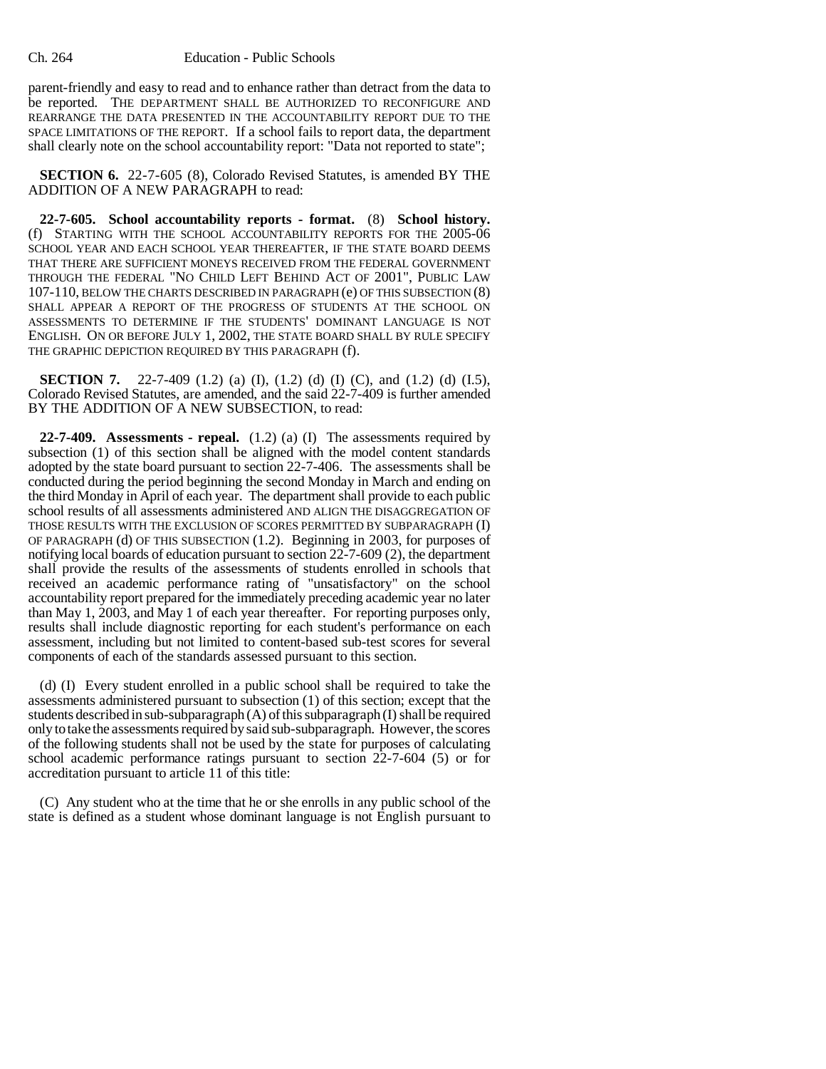parent-friendly and easy to read and to enhance rather than detract from the data to be reported. THE DEPARTMENT SHALL BE AUTHORIZED TO RECONFIGURE AND REARRANGE THE DATA PRESENTED IN THE ACCOUNTABILITY REPORT DUE TO THE SPACE LIMITATIONS OF THE REPORT. If a school fails to report data, the department shall clearly note on the school accountability report: "Data not reported to state";

**SECTION 6.** 22-7-605 (8), Colorado Revised Statutes, is amended BY THE ADDITION OF A NEW PARAGRAPH to read:

**22-7-605. School accountability reports - format.** (8) **School history.** (f) STARTING WITH THE SCHOOL ACCOUNTABILITY REPORTS FOR THE 2005-06 SCHOOL YEAR AND EACH SCHOOL YEAR THEREAFTER, IF THE STATE BOARD DEEMS THAT THERE ARE SUFFICIENT MONEYS RECEIVED FROM THE FEDERAL GOVERNMENT THROUGH THE FEDERAL "NO CHILD LEFT BEHIND ACT OF 2001", PUBLIC LAW 107-110, BELOW THE CHARTS DESCRIBED IN PARAGRAPH (e) OF THIS SUBSECTION (8) SHALL APPEAR A REPORT OF THE PROGRESS OF STUDENTS AT THE SCHOOL ON ASSESSMENTS TO DETERMINE IF THE STUDENTS' DOMINANT LANGUAGE IS NOT ENGLISH. ON OR BEFORE JULY 1, 2002, THE STATE BOARD SHALL BY RULE SPECIFY THE GRAPHIC DEPICTION REQUIRED BY THIS PARAGRAPH (f).

**SECTION 7.** 22-7-409 (1.2) (a) (I), (1.2) (d) (I) (C), and (1.2) (d) (I.5), Colorado Revised Statutes, are amended, and the said 22-7-409 is further amended BY THE ADDITION OF A NEW SUBSECTION, to read:

**22-7-409. Assessments - repeal.** (1.2) (a) (I) The assessments required by subsection (1) of this section shall be aligned with the model content standards adopted by the state board pursuant to section 22-7-406. The assessments shall be conducted during the period beginning the second Monday in March and ending on the third Monday in April of each year. The department shall provide to each public school results of all assessments administered AND ALIGN THE DISAGGREGATION OF THOSE RESULTS WITH THE EXCLUSION OF SCORES PERMITTED BY SUBPARAGRAPH (I) OF PARAGRAPH (d) OF THIS SUBSECTION (1.2). Beginning in 2003, for purposes of notifying local boards of education pursuant to section 22-7-609 (2), the department shall provide the results of the assessments of students enrolled in schools that received an academic performance rating of "unsatisfactory" on the school accountability report prepared for the immediately preceding academic year no later than May 1, 2003, and May 1 of each year thereafter. For reporting purposes only, results shall include diagnostic reporting for each student's performance on each assessment, including but not limited to content-based sub-test scores for several components of each of the standards assessed pursuant to this section.

(d) (I) Every student enrolled in a public school shall be required to take the assessments administered pursuant to subsection (1) of this section; except that the students described in sub-subparagraph (A) of this subparagraph (I) shall be required only to take the assessments required by said sub-subparagraph. However, the scores of the following students shall not be used by the state for purposes of calculating school academic performance ratings pursuant to section 22-7-604 (5) or for accreditation pursuant to article 11 of this title:

(C) Any student who at the time that he or she enrolls in any public school of the state is defined as a student whose dominant language is not English pursuant to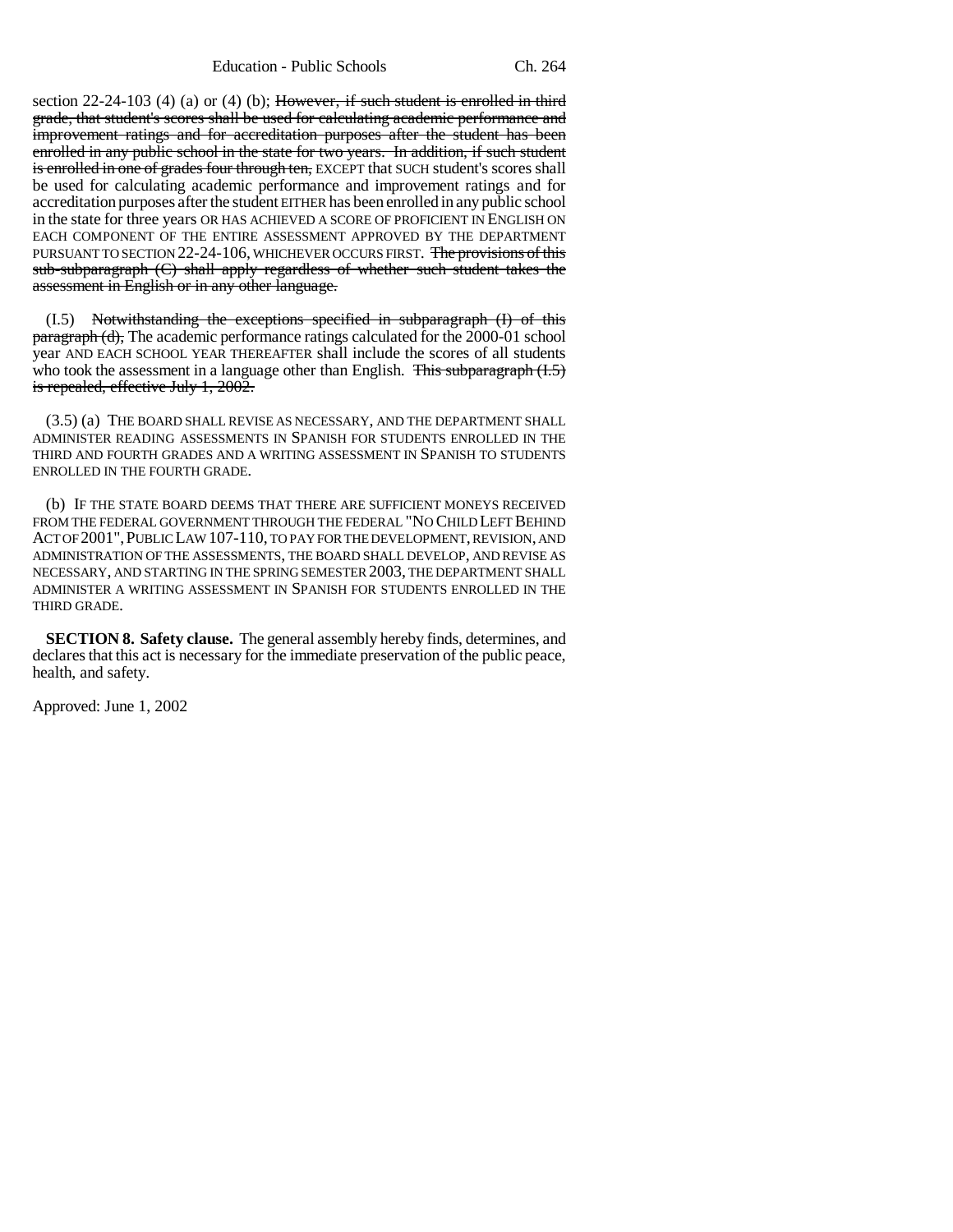section 22-24-103 (4) (a) or (4) (b); However, if such student is enrolled in third grade, that student's scores shall be used for calculating academic performance and improvement ratings and for accreditation purposes after the student has been enrolled in any public school in the state for two years. In addition, if such student is enrolled in one of grades four through ten, EXCEPT that SUCH student's scores shall be used for calculating academic performance and improvement ratings and for accreditation purposes after the student EITHER has been enrolled in any public school in the state for three years OR HAS ACHIEVED A SCORE OF PROFICIENT IN ENGLISH ON EACH COMPONENT OF THE ENTIRE ASSESSMENT APPROVED BY THE DEPARTMENT PURSUANT TO SECTION 22-24-106, WHICHEVER OCCURS FIRST. The provisions of this sub-subparagraph (C) shall apply regardless of whether such student takes the assessment in English or in any other language.

(I.5) Notwithstanding the exceptions specified in subparagraph (I) of this paragraph (d), The academic performance ratings calculated for the 2000-01 school year AND EACH SCHOOL YEAR THEREAFTER shall include the scores of all students who took the assessment in a language other than English. This subparagraph (I.5) is repealed, effective July 1, 2002.

(3.5) (a) THE BOARD SHALL REVISE AS NECESSARY, AND THE DEPARTMENT SHALL ADMINISTER READING ASSESSMENTS IN SPANISH FOR STUDENTS ENROLLED IN THE THIRD AND FOURTH GRADES AND A WRITING ASSESSMENT IN SPANISH TO STUDENTS ENROLLED IN THE FOURTH GRADE.

(b) IF THE STATE BOARD DEEMS THAT THERE ARE SUFFICIENT MONEYS RECEIVED FROM THE FEDERAL GOVERNMENT THROUGH THE FEDERAL "NO CHILD LEFT BEHIND ACT OF 2001", PUBLIC LAW 107-110, TO PAY FOR THE DEVELOPMENT, REVISION, AND ADMINISTRATION OF THE ASSESSMENTS, THE BOARD SHALL DEVELOP, AND REVISE AS NECESSARY, AND STARTING IN THE SPRING SEMESTER 2003, THE DEPARTMENT SHALL ADMINISTER A WRITING ASSESSMENT IN SPANISH FOR STUDENTS ENROLLED IN THE THIRD GRADE.

**SECTION 8. Safety clause.** The general assembly hereby finds, determines, and declares that this act is necessary for the immediate preservation of the public peace, health, and safety.

Approved: June 1, 2002